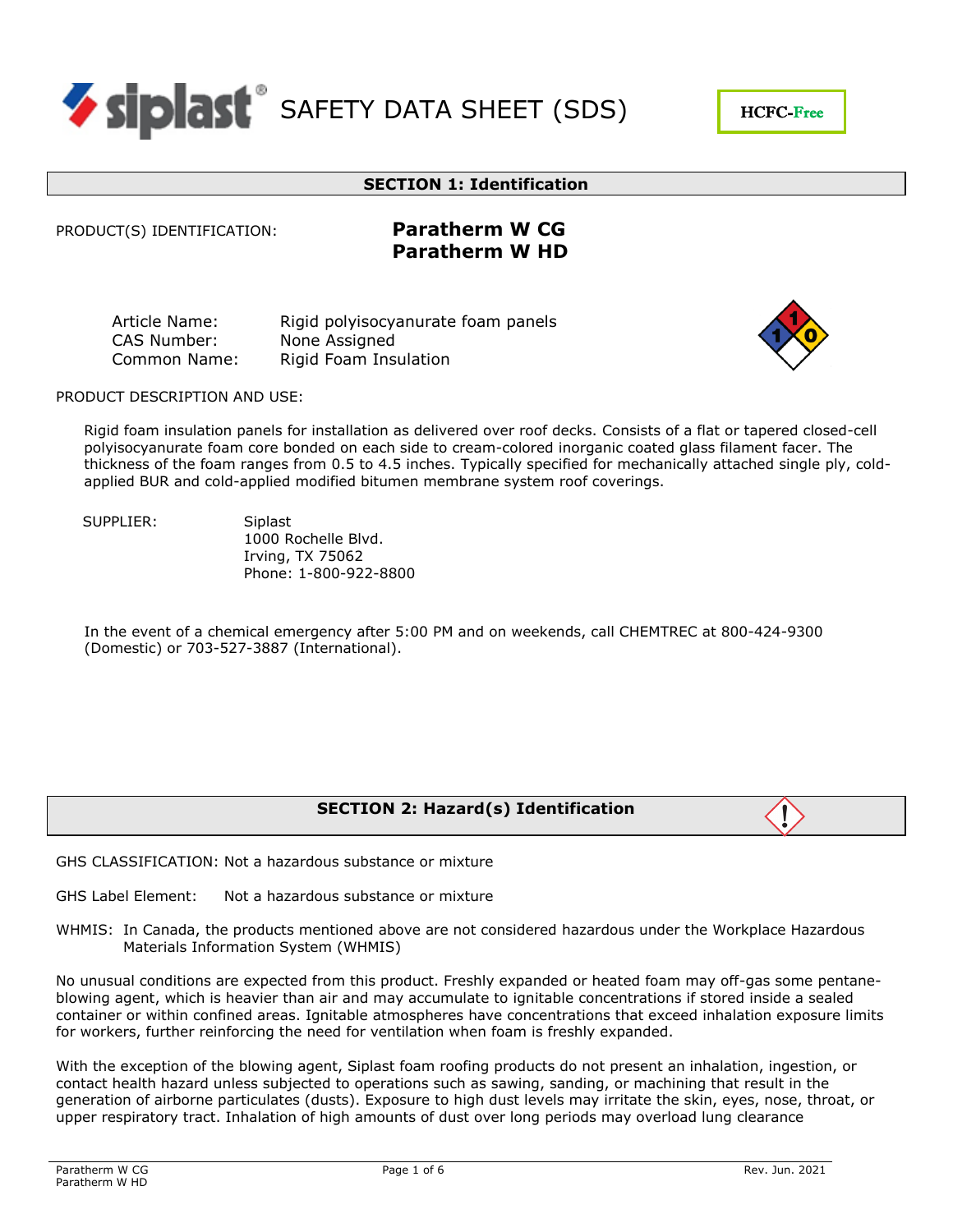# SAFETY DATA SHEET (SDS)

HCFC-Free

## SECTION 1: Identification

PRODUCT(S) IDENTIFICATION: **Paratherm W CG**
**Paratherm W HD**

| | |
|---|---|
| Article Name: | Rigid polyisocyanurate foam panels |
| CAS Number: | None Assigned |
| Common Name: | Rigid Foam Insulation |

PRODUCT DESCRIPTION AND USE:

Rigid foam insulation panels for installation as delivered over roof decks. Consists of a flat or tapered closed-cell polyisocyanurate foam core bonded on each side to cream-colored inorganic coated glass filament facer. The thickness of the foam ranges from 0.5 to 4.5 inches. Typically specified for mechanically attached single ply, cold-applied BUR and cold-applied modified bitumen membrane system roof coverings.

SUPPLIER: Siplast
1000 Rochelle Blvd.
Irving, TX 75062
Phone: 1-800-922-8800

In the event of a chemical emergency after 5:00 PM and on weekends, call CHEMTREC at 800-424-9300 (Domestic) or 703-527-3887 (International).

## SECTION 2: Hazard(s) Identification

GHS CLASSIFICATION: Not a hazardous substance or mixture

GHS Label Element: Not a hazardous substance or mixture

WHMIS: In Canada, the products mentioned above are not considered hazardous under the Workplace Hazardous Materials Information System (WHMIS)

No unusual conditions are expected from this product. Freshly expanded or heated foam may off-gas some pentane-blowing agent, which is heavier than air and may accumulate to ignitable concentrations if stored inside a sealed container or within confined areas. Ignitable atmospheres have concentrations that exceed inhalation exposure limits for workers, further reinforcing the need for ventilation when foam is freshly expanded.

With the exception of the blowing agent, Siplast foam roofing products do not present an inhalation, ingestion, or contact health hazard unless subjected to operations such as sawing, sanding, or machining that result in the generation of airborne particulates (dusts). Exposure to high dust levels may irritate the skin, eyes, nose, throat, or upper respiratory tract. Inhalation of high amounts of dust over long periods may overload lung clearance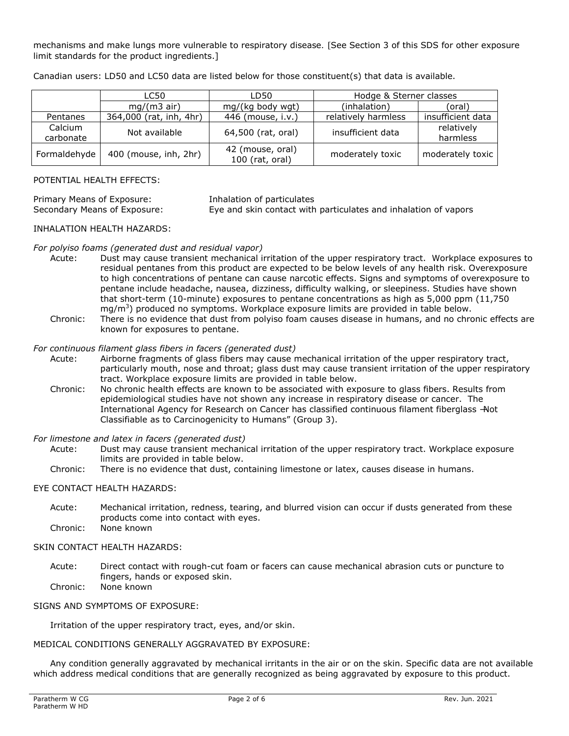mechanisms and make lungs more vulnerable to respiratory disease. [See Section 3 of this SDS for other exposure limit standards for the product ingredients.]

Canadian users: LD50 and LC50 data are listed below for those constituent(s) that data is available.

| | LC50 | LD50 | Hodge & Sterner classes | |
|---|---|---|---|---|
| | mg/(m3 air) | mg/(kg body wgt) | (inhalation) | (oral) |
| Pentanes | 364,000 (rat, inh, 4hr) | 446 (mouse, i.v.) | relatively harmless | insufficient data |
| Calcium carbonate | Not available | 64,500 (rat, oral) | insufficient data | relatively harmless |
| Formaldehyde | 400 (mouse, inh, 2hr) | 42 (mouse, oral) 100 (rat, oral) | moderately toxic | moderately toxic |

POTENTIAL HEALTH EFFECTS:

Primary Means of Exposure: Inhalation of particulates
Secondary Means of Exposure: Eye and skin contact with particulates and inhalation of vapors

INHALATION HEALTH HAZARDS:

*For polyiso foams (generated dust and residual vapor)*

Acute: Dust may cause transient mechanical irritation of the upper respiratory tract. Workplace exposures to residual pentanes from this product are expected to be below levels of any health risk. Overexposure to high concentrations of pentane can cause narcotic effects. Signs and symptoms of overexposure to pentane include headache, nausea, dizziness, difficulty walking, or sleepiness. Studies have shown that short-term (10-minute) exposures to pentane concentrations as high as 5,000 ppm (11,750 mg/m$^3$) produced no symptoms. Workplace exposure limits are provided in table below.

Chronic: There is no evidence that dust from polyiso foam causes disease in humans, and no chronic effects are known for exposures to pentane.

*For continuous filament glass fibers in facers (generated dust)*

Acute: Airborne fragments of glass fibers may cause mechanical irritation of the upper respiratory tract, particularly mouth, nose and throat; glass dust may cause transient irritation of the upper respiratory tract. Workplace exposure limits are provided in table below.

Chronic: No chronic health effects are known to be associated with exposure to glass fibers. Results from epidemiological studies have not shown any increase in respiratory disease or cancer. The International Agency for Research on Cancer has classified continuous filament fiberglass ―Not Classifiable as to Carcinogenicity to Humans" (Group 3).

*For limestone and latex in facers (generated dust)*

Acute: Dust may cause transient mechanical irritation of the upper respiratory tract. Workplace exposure limits are provided in table below.

Chronic: There is no evidence that dust, containing limestone or latex, causes disease in humans.

EYE CONTACT HEALTH HAZARDS:

Acute: Mechanical irritation, redness, tearing, and blurred vision can occur if dusts generated from these products come into contact with eyes.

Chronic: None known

SKIN CONTACT HEALTH HAZARDS:

Acute: Direct contact with rough-cut foam or facers can cause mechanical abrasion cuts or puncture to fingers, hands or exposed skin.

Chronic: None known

SIGNS AND SYMPTOMS OF EXPOSURE:

Irritation of the upper respiratory tract, eyes, and/or skin.

MEDICAL CONDITIONS GENERALLY AGGRAVATED BY EXPOSURE:

Any condition generally aggravated by mechanical irritants in the air or on the skin. Specific data are not available which address medical conditions that are generally recognized as being aggravated by exposure to this product.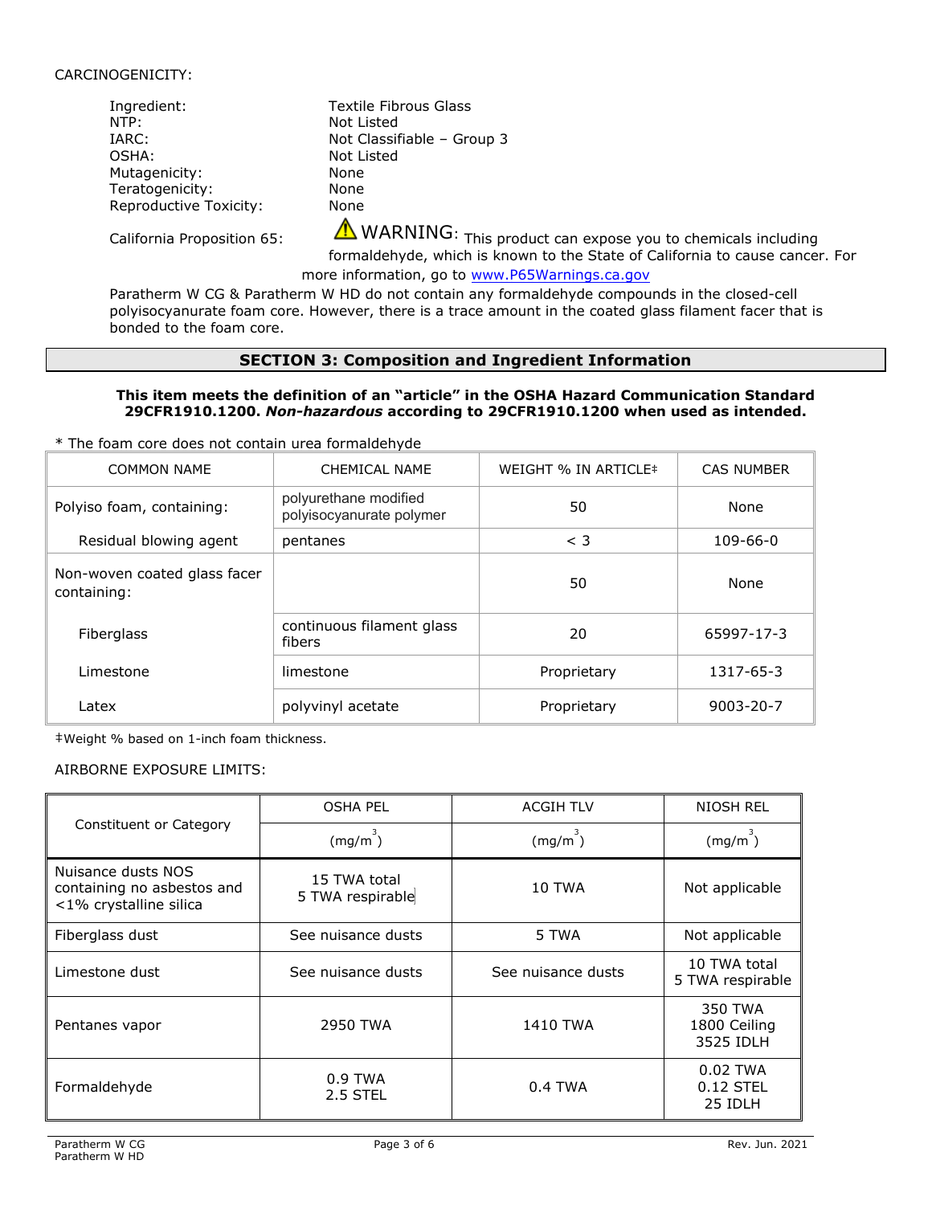CARCINOGENICITY:

Ingredient: Textile Fibrous Glass
NTP: Not Listed
IARC: Not Classifiable – Group 3
OSHA: Not Listed
Mutagenicity: None
Teratogenicity: None
Reproductive Toxicity: None

California Proposition 65: ⚠ WARNING: This product can expose you to chemicals including formaldehyde, which is known to the State of California to cause cancer. For more information, go to www.P65Warnings.ca.gov

Paratherm W CG & Paratherm W HD do not contain any formaldehyde compounds in the closed-cell polyisocyanurate foam core. However, there is a trace amount in the coated glass filament facer that is bonded to the foam core.

## SECTION 3: Composition and Ingredient Information

**This item meets the definition of an "article" in the OSHA Hazard Communication Standard 29CFR1910.1200. *Non-hazardous* according to 29CFR1910.1200 when used as intended.**

* The foam core does not contain urea formaldehyde

| COMMON NAME | CHEMICAL NAME | WEIGHT % IN ARTICLE‡ | CAS NUMBER |
|---|---|---|---|
| Polyiso foam, containing: | polyurethane modified polyisocyanurate polymer | 50 | None |
| Residual blowing agent | pentanes | < 3 | 109-66-0 |
| Non-woven coated glass facer containing: | | 50 | None |
| Fiberglass | continuous filament glass fibers | 20 | 65997-17-3 |
| Limestone | limestone | Proprietary | 1317-65-3 |
| Latex | polyvinyl acetate | Proprietary | 9003-20-7 |

‡Weight % based on 1-inch foam thickness.

AIRBORNE EXPOSURE LIMITS:

| Constituent or Category | OSHA PEL | ACGIH TLV | NIOSH REL |
|---|---|---|---|
| | $(mg/m^3)$ | $(mg/m^3)$ | $(mg/m^3)$ |
| Nuisance dusts NOS containing no asbestos and <1% crystalline silica | 15 TWA total<br>5 TWA respirable | 10 TWA | Not applicable |
| Fiberglass dust | See nuisance dusts | 5 TWA | Not applicable |
| Limestone dust | See nuisance dusts | See nuisance dusts | 10 TWA total<br>5 TWA respirable |
| Pentanes vapor | 2950 TWA | 1410 TWA | 350 TWA<br>1800 Ceiling<br>3525 IDLH |
| Formaldehyde | 0.9 TWA<br>2.5 STEL | 0.4 TWA | 0.02 TWA<br>0.12 STEL<br>25 IDLH |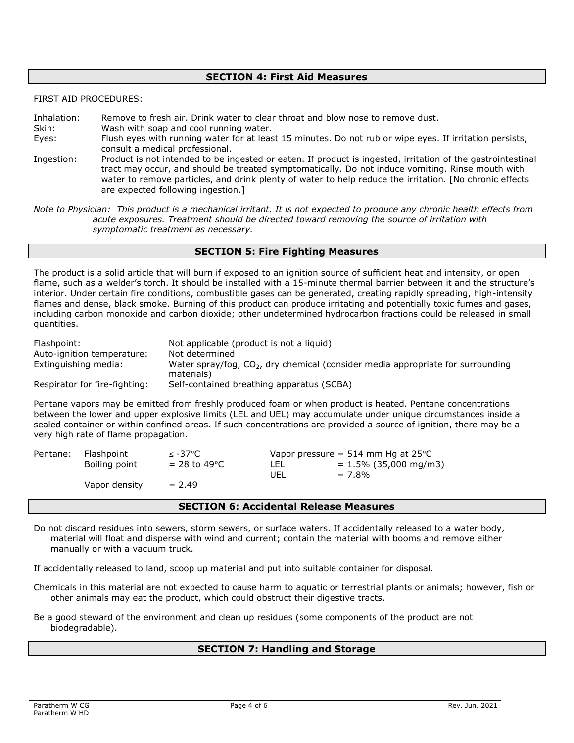## SECTION 4: First Aid Measures

FIRST AID PROCEDURES:

| | |
|---|---|
| Inhalation: | Remove to fresh air. Drink water to clear throat and blow nose to remove dust. |
| Skin: | Wash with soap and cool running water. |
| Eyes: | Flush eyes with running water for at least 15 minutes. Do not rub or wipe eyes. If irritation persists, consult a medical professional. |
| Ingestion: | Product is not intended to be ingested or eaten. If product is ingested, irritation of the gastrointestinal tract may occur, and should be treated symptomatically. Do not induce vomiting. Rinse mouth with water to remove particles, and drink plenty of water to help reduce the irritation. [No chronic effects are expected following ingestion.] |

*Note to Physician: This product is a mechanical irritant. It is not expected to produce any chronic health effects from acute exposures. Treatment should be directed toward removing the source of irritation with symptomatic treatment as necessary.*

## SECTION 5: Fire Fighting Measures

The product is a solid article that will burn if exposed to an ignition source of sufficient heat and intensity, or open flame, such as a welder's torch. It should be installed with a 15-minute thermal barrier between it and the structure's interior. Under certain fire conditions, combustible gases can be generated, creating rapidly spreading, high-intensity flames and dense, black smoke. Burning of this product can produce irritating and potentially toxic fumes and gases, including carbon monoxide and carbon dioxide; other undetermined hydrocarbon fractions could be released in small quantities.

| | |
|---|---|
| Flashpoint: | Not applicable (product is not a liquid) |
| Auto-ignition temperature: | Not determined |
| Extinguishing media: | Water spray/fog, $CO_2$, dry chemical (consider media appropriate for surrounding materials) |
| Respirator for fire-fighting: | Self-contained breathing apparatus (SCBA) |

Pentane vapors may be emitted from freshly produced foam or when product is heated. Pentane concentrations between the lower and upper explosive limits (LEL and UEL) may accumulate under unique circumstances inside a sealed container or within confined areas. If such concentrations are provided a source of ignition, there may be a very high rate of flame propagation.

| | | | | |
|---|---|---|---|---|
| Pentane: | Flashpoint | ≤ -37°C | Vapor pressure | = 514 mm Hg at 25°C |
| | Boiling point | = 28 to 49°C | LEL | = 1.5% (35,000 mg/m3) |
| | | | UEL | = 7.8% |
| | Vapor density | = 2.49 | | |

## SECTION 6: Accidental Release Measures

Do not discard residues into sewers, storm sewers, or surface waters. If accidentally released to a water body, material will float and disperse with wind and current; contain the material with booms and remove either manually or with a vacuum truck.

If accidentally released to land, scoop up material and put into suitable container for disposal.

Chemicals in this material are not expected to cause harm to aquatic or terrestrial plants or animals; however, fish or other animals may eat the product, which could obstruct their digestive tracts.

Be a good steward of the environment and clean up residues (some components of the product are not biodegradable).

## SECTION 7: Handling and Storage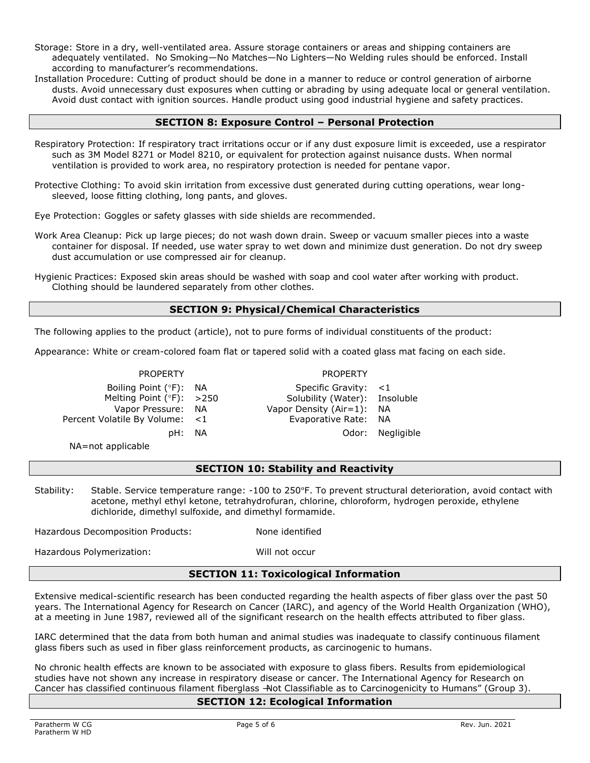Storage: Store in a dry, well-ventilated area. Assure storage containers or areas and shipping containers are adequately ventilated. No Smoking—No Matches—No Lighters—No Welding rules should be enforced. Install according to manufacturer's recommendations.

Installation Procedure: Cutting of product should be done in a manner to reduce or control generation of airborne dusts. Avoid unnecessary dust exposures when cutting or abrading by using adequate local or general ventilation. Avoid dust contact with ignition sources. Handle product using good industrial hygiene and safety practices.

## SECTION 8: Exposure Control – Personal Protection

Respiratory Protection: If respiratory tract irritations occur or if any dust exposure limit is exceeded, use a respirator such as 3M Model 8271 or Model 8210, or equivalent for protection against nuisance dusts. When normal ventilation is provided to work area, no respiratory protection is needed for pentane vapor.

Protective Clothing: To avoid skin irritation from excessive dust generated during cutting operations, wear long-sleeved, loose fitting clothing, long pants, and gloves.

Eye Protection: Goggles or safety glasses with side shields are recommended.

Work Area Cleanup: Pick up large pieces; do not wash down drain. Sweep or vacuum smaller pieces into a waste container for disposal. If needed, use water spray to wet down and minimize dust generation. Do not dry sweep dust accumulation or use compressed air for cleanup.

Hygienic Practices: Exposed skin areas should be washed with soap and cool water after working with product. Clothing should be laundered separately from other clothes.

## SECTION 9: Physical/Chemical Characteristics

The following applies to the product (article), not to pure forms of individual constituents of the product:

Appearance: White or cream-colored foam flat or tapered solid with a coated glass mat facing on each side.

| PROPERTY | | PROPERTY | |
|---|---|---|---|
| Boiling Point (°F): | NA | Specific Gravity: | <1 |
| Melting Point (°F): | >250 | Solubility (Water): | Insoluble |
| Vapor Pressure: | NA | Vapor Density (Air=1): | NA |
| Percent Volatile By Volume: | <1 | Evaporative Rate: | NA |
| pH: | NA | Odor: | Negligible |

NA=not applicable

## SECTION 10: Stability and Reactivity

Stability: Stable. Service temperature range: -100 to 250°F. To prevent structural deterioration, avoid contact with acetone, methyl ethyl ketone, tetrahydrofuran, chlorine, chloroform, hydrogen peroxide, ethylene dichloride, dimethyl sulfoxide, and dimethyl formamide.

Hazardous Decomposition Products: None identified

Hazardous Polymerization: Will not occur

## SECTION 11: Toxicological Information

Extensive medical-scientific research has been conducted regarding the health aspects of fiber glass over the past 50 years. The International Agency for Research on Cancer (IARC), and agency of the World Health Organization (WHO), at a meeting in June 1987, reviewed all of the significant research on the health effects attributed to fiber glass.

IARC determined that the data from both human and animal studies was inadequate to classify continuous filament glass fibers such as used in fiber glass reinforcement products, as carcinogenic to humans.

No chronic health effects are known to be associated with exposure to glass fibers. Results from epidemiological studies have not shown any increase in respiratory disease or cancer. The International Agency for Research on Cancer has classified continuous filament fiberglass "Not Classifiable as to Carcinogenicity to Humans" (Group 3).

## SECTION 12: Ecological Information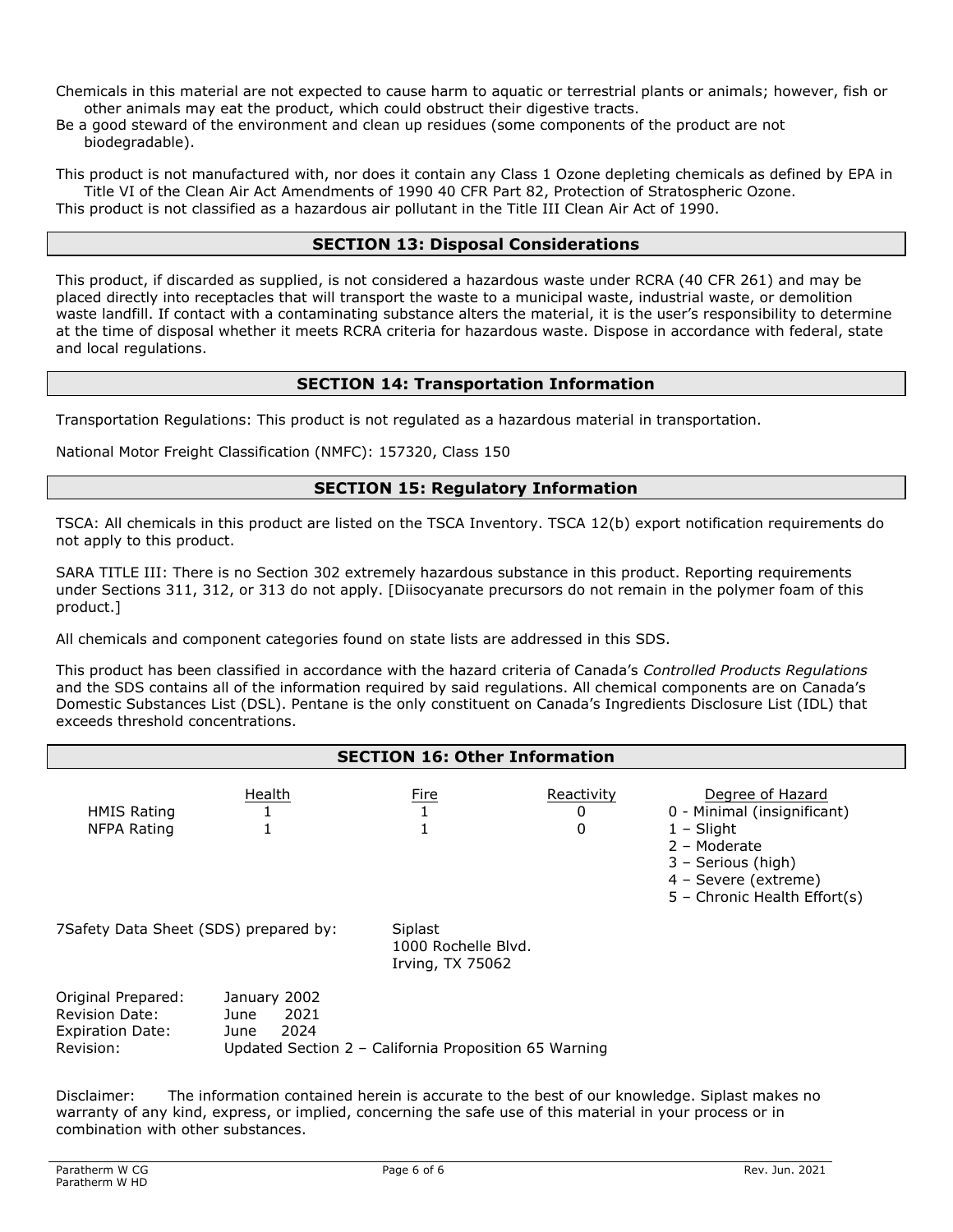Chemicals in this material are not expected to cause harm to aquatic or terrestrial plants or animals; however, fish or other animals may eat the product, which could obstruct their digestive tracts.

Be a good steward of the environment and clean up residues (some components of the product are not biodegradable).

This product is not manufactured with, nor does it contain any Class 1 Ozone depleting chemicals as defined by EPA in Title VI of the Clean Air Act Amendments of 1990 40 CFR Part 82, Protection of Stratospheric Ozone.

This product is not classified as a hazardous air pollutant in the Title III Clean Air Act of 1990.

## SECTION 13: Disposal Considerations

This product, if discarded as supplied, is not considered a hazardous waste under RCRA (40 CFR 261) and may be placed directly into receptacles that will transport the waste to a municipal waste, industrial waste, or demolition waste landfill. If contact with a contaminating substance alters the material, it is the user's responsibility to determine at the time of disposal whether it meets RCRA criteria for hazardous waste. Dispose in accordance with federal, state and local regulations.

## SECTION 14: Transportation Information

Transportation Regulations: This product is not regulated as a hazardous material in transportation.

National Motor Freight Classification (NMFC): 157320, Class 150

## SECTION 15: Regulatory Information

TSCA: All chemicals in this product are listed on the TSCA Inventory. TSCA 12(b) export notification requirements do not apply to this product.

SARA TITLE III: There is no Section 302 extremely hazardous substance in this product. Reporting requirements under Sections 311, 312, or 313 do not apply. [Diisocyanate precursors do not remain in the polymer foam of this product.]

All chemicals and component categories found on state lists are addressed in this SDS.

This product has been classified in accordance with the hazard criteria of Canada's *Controlled Products Regulations* and the SDS contains all of the information required by said regulations. All chemical components are on Canada's Domestic Substances List (DSL). Pentane is the only constituent on Canada's Ingredients Disclosure List (IDL) that exceeds threshold concentrations.

## SECTION 16: Other Information

| | Health | Fire | Reactivity | Degree of Hazard |
|---|---|---|---|---|
| HMIS Rating | 1 | 1 | 0 | 0 - Minimal (insignificant) |
| NFPA Rating | 1 | 1 | 0 | 1 – Slight |
| | | | | 2 – Moderate |
| | | | | 3 – Serious (high) |
| | | | | 4 – Severe (extreme) |
| | | | | 5 – Chronic Health Effort(s) |

7Safety Data Sheet (SDS) prepared by: Siplast
1000 Rochelle Blvd.
Irving, TX 75062

Original Prepared: January 2002
Revision Date: June 2021
Expiration Date: June 2024
Revision: Updated Section 2 – California Proposition 65 Warning

Disclaimer: The information contained herein is accurate to the best of our knowledge. Siplast makes no warranty of any kind, express, or implied, concerning the safe use of this material in your process or in combination with other substances.